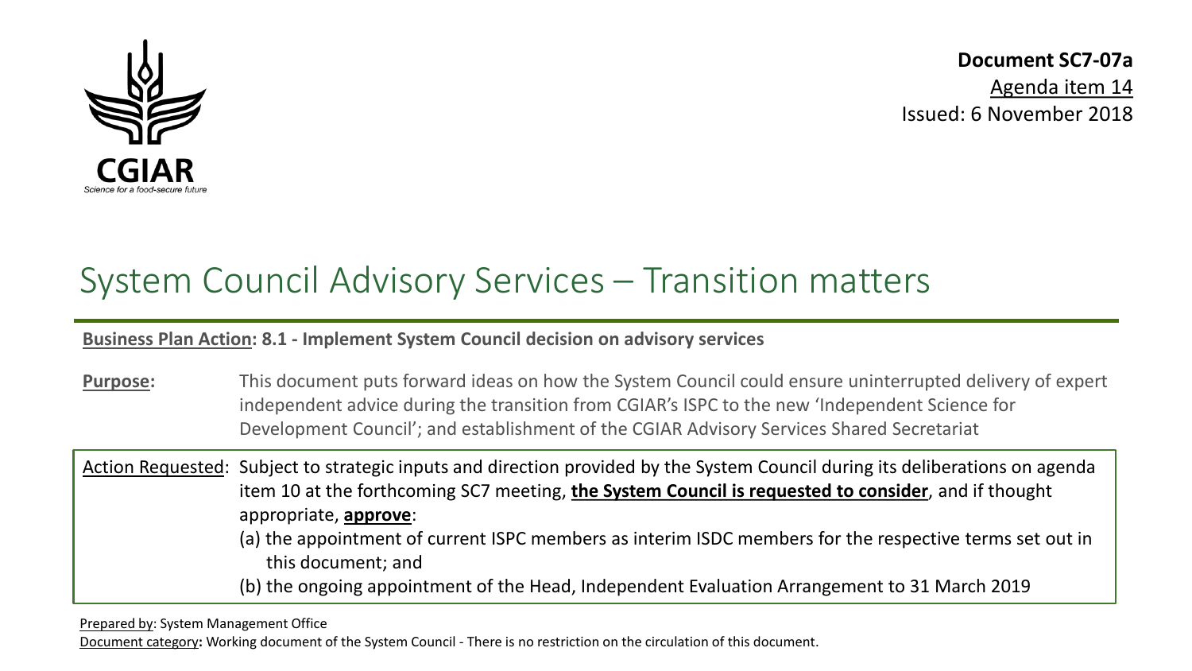CGIAR

Science for a food-secure future

**Document SC7-07a**
Agenda item 14
Issued: 6 November 2018

# System Council Advisory Services – Transition matters

**Business Plan Action: 8.1 - Implement System Council decision on advisory services**

**Purpose:** This document puts forward ideas on how the System Council could ensure uninterrupted delivery of expert independent advice during the transition from CGIAR's ISPC to the new 'Independent Science for Development Council'; and establishment of the CGIAR Advisory Services Shared Secretariat

Action Requested: Subject to strategic inputs and direction provided by the System Council during its deliberations on agenda item 10 at the forthcoming SC7 meeting, **the System Council is requested to consider**, and if thought appropriate, **approve**:

(a) the appointment of current ISPC members as interim ISDC members for the respective terms set out in this document; and

(b) the ongoing appointment of the Head, Independent Evaluation Arrangement to 31 March 2019

Prepared by: System Management Office

Document category**:** Working document of the System Council - There is no restriction on the circulation of this document.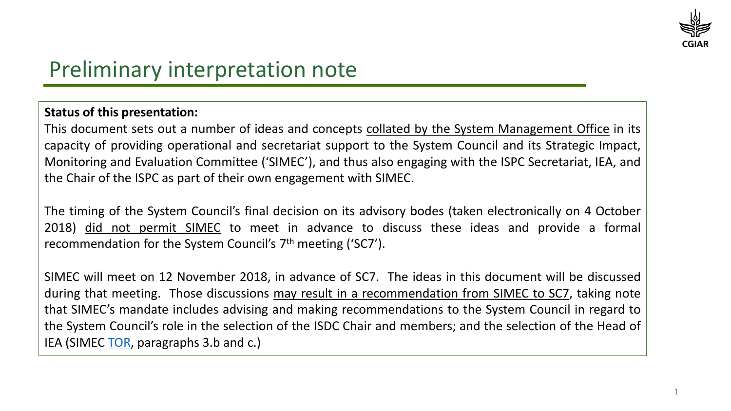# Preliminary interpretation note

**Status of this presentation:**

This document sets out a number of ideas and concepts collated by the System Management Office in its capacity of providing operational and secretariat support to the System Council and its Strategic Impact, Monitoring and Evaluation Committee ('SIMEC'), and thus also engaging with the ISPC Secretariat, IEA, and the Chair of the ISPC as part of their own engagement with SIMEC.

The timing of the System Council's final decision on its advisory bodes (taken electronically on 4 October 2018) did not permit SIMEC to meet in advance to discuss these ideas and provide a formal recommendation for the System Council's 7th meeting ('SC7').

SIMEC will meet on 12 November 2018, in advance of SC7. The ideas in this document will be discussed during that meeting. Those discussions may result in a recommendation from SIMEC to SC7, taking note that SIMEC's mandate includes advising and making recommendations to the System Council in regard to the System Council's role in the selection of the ISDC Chair and members; and the selection of the Head of IEA (SIMEC TOR, paragraphs 3.b and c.)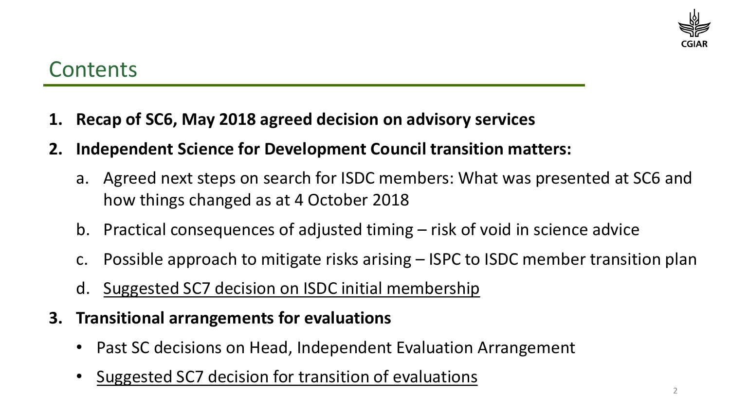## Contents

1. **Recap of SC6, May 2018 agreed decision on advisory services**
2. **Independent Science for Development Council transition matters:**
   a. Agreed next steps on search for ISDC members: What was presented at SC6 and how things changed as at 4 October 2018
   b. Practical consequences of adjusted timing – risk of void in science advice
   c. Possible approach to mitigate risks arising – ISPC to ISDC member transition plan
   d. <u>Suggested SC7 decision on ISDC initial membership</u>
3. **Transitional arrangements for evaluations**
   - Past SC decisions on Head, Independent Evaluation Arrangement
   - <u>Suggested SC7 decision for transition of evaluations</u>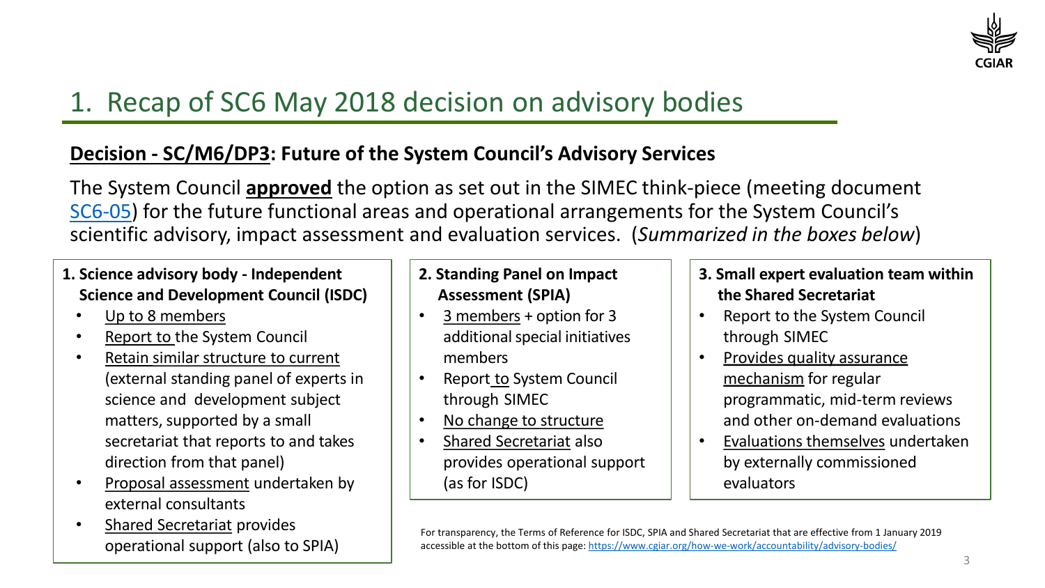# 1. Recap of SC6 May 2018 decision on advisory bodies

**Decision - SC/M6/DP3: Future of the System Council's Advisory Services**

The System Council **approved** the option as set out in the SIMEC think-piece (meeting document SC6-05) for the future functional areas and operational arrangements for the System Council's scientific advisory, impact assessment and evaluation services. (*Summarized in the boxes below*)

**1. Science advisory body - Independent Science and Development Council (ISDC)**

- Up to 8 members
- Report to the System Council
- Retain similar structure to current (external standing panel of experts in science and development subject matters, supported by a small secretariat that reports to and takes direction from that panel)
- Proposal assessment undertaken by external consultants
- Shared Secretariat provides operational support (also to SPIA)

**2. Standing Panel on Impact Assessment (SPIA)**

- 3 members + option for 3 additional special initiatives members
- Report to System Council through SIMEC
- No change to structure
- Shared Secretariat also provides operational support (as for ISDC)

**3. Small expert evaluation team within the Shared Secretariat**

- Report to the System Council through SIMEC
- Provides quality assurance mechanism for regular programmatic, mid-term reviews and other on-demand evaluations
- Evaluations themselves undertaken by externally commissioned evaluators

For transparency, the Terms of Reference for ISDC, SPIA and Shared Secretariat that are effective from 1 January 2019 accessible at the bottom of this page: https://www.cgiar.org/how-we-work/accountability/advisory-bodies/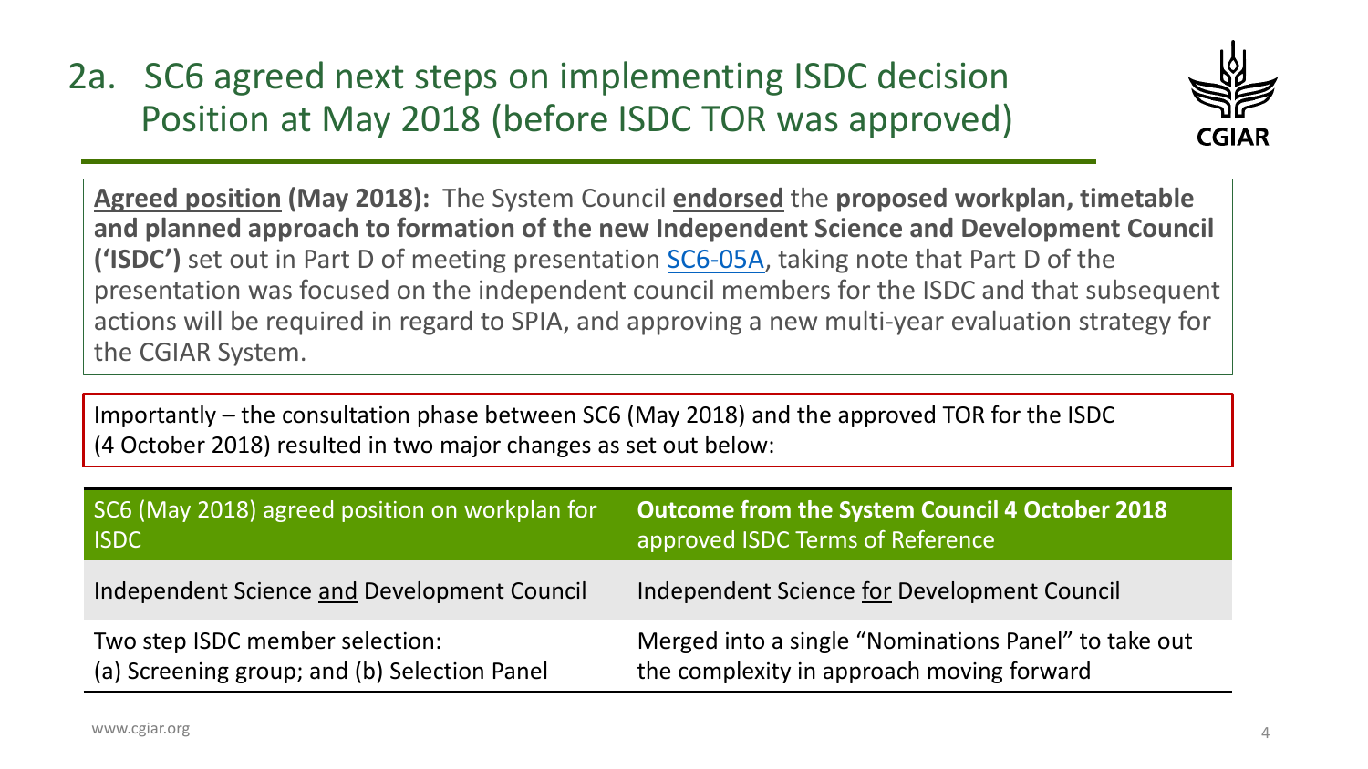# 2a. SC6 agreed next steps on implementing ISDC decision Position at May 2018 (before ISDC TOR was approved)

**Agreed position (May 2018):** The System Council **endorsed** the **proposed workplan, timetable and planned approach to formation of the new Independent Science and Development Council ('ISDC')** set out in Part D of meeting presentation SC6-05A, taking note that Part D of the presentation was focused on the independent council members for the ISDC and that subsequent actions will be required in regard to SPIA, and approving a new multi-year evaluation strategy for the CGIAR System.

Importantly – the consultation phase between SC6 (May 2018) and the approved TOR for the ISDC (4 October 2018) resulted in two major changes as set out below:

| SC6 (May 2018) agreed position on workplan for ISDC | **Outcome from the System Council 4 October 2018** approved ISDC Terms of Reference |
| --- | --- |
| Independent Science and Development Council | Independent Science for Development Council |
| Two step ISDC member selection: (a) Screening group; and (b) Selection Panel | Merged into a single "Nominations Panel" to take out the complexity in approach moving forward |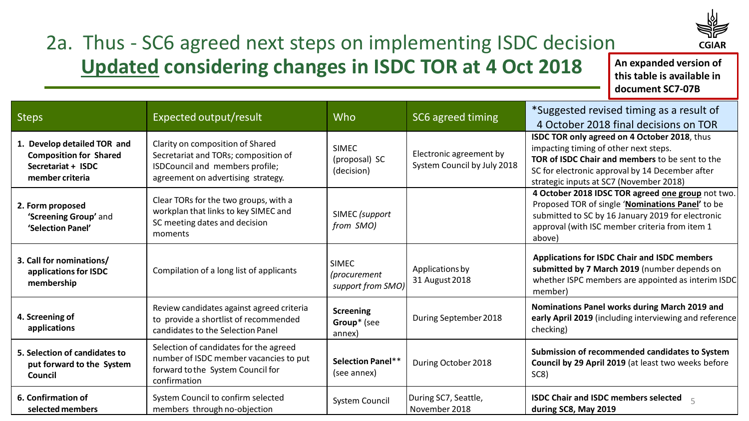# 2a. Thus - SC6 agreed next steps on implementing ISDC decision

## **Updated** considering changes in ISDC TOR at 4 Oct 2018

**An expanded version of this table is available in document SC7-07B**

| Steps | Expected output/result | Who | SC6 agreed timing | *Suggested revised timing as a result of 4 October 2018 final decisions on TOR |
|---|---|---|---|---|
| **1. Develop detailed TOR and Composition for Shared Secretariat + ISDC member criteria** | Clarity on composition of Shared Secretariat and TORs; composition of ISDCouncil and members profile; agreement on advertising strategy. | SIMEC (proposal) SC (decision) | Electronic agreement by System Council by July 2018 | **ISDC TOR only agreed on 4 October 2018**, thus impacting timing of other next steps. **TOR of ISDC Chair and members** to be sent to the SC for electronic approval by 14 December after strategic inputs at SC7 (November 2018) |
| **2. Form proposed 'Screening Group'** and **'Selection Panel'** | Clear TORs for the two groups, with a workplan that links to key SIMEC and SC meeting dates and decision moments | SIMEC *(support from SMO)* | | **4 October 2018 IDSC TOR agreed one group** not two. Proposed TOR of single '**Nominations Panel**' to be submitted to SC by 16 January 2019 for electronic approval (with ISC member criteria from item 1 above) |
| **3. Call for nominations/ applications for ISDC membership** | Compilation of a long list of applicants | SIMEC *(procurement support from SMO)* | Applications by 31 August 2018 | **Applications for ISDC Chair and ISDC members submitted by 7 March 2019** (number depends on whether ISPC members are appointed as interim ISDC member) |
| **4. Screening of applications** | Review candidates against agreed criteria to provide a shortlist of recommended candidates to the Selection Panel | **Screening Group*** (see annex) | During September 2018 | **Nominations Panel works during March 2019 and early April 2019** (including interviewing and reference checking) |
| **5. Selection of candidates to put forward to the System Council** | Selection of candidates for the agreed number of ISDC member vacancies to put forward to the System Council for confirmation | **Selection Panel**** (see annex) | During October 2018 | **Submission of recommended candidates to System Council by 29 April 2019** (at least two weeks before SC8) |
| **6. Confirmation of selected members** | System Council to confirm selected members through no-objection | System Council | During SC7, Seattle, November 2018 | **ISDC Chair and ISDC members selected during SC8, May 2019** |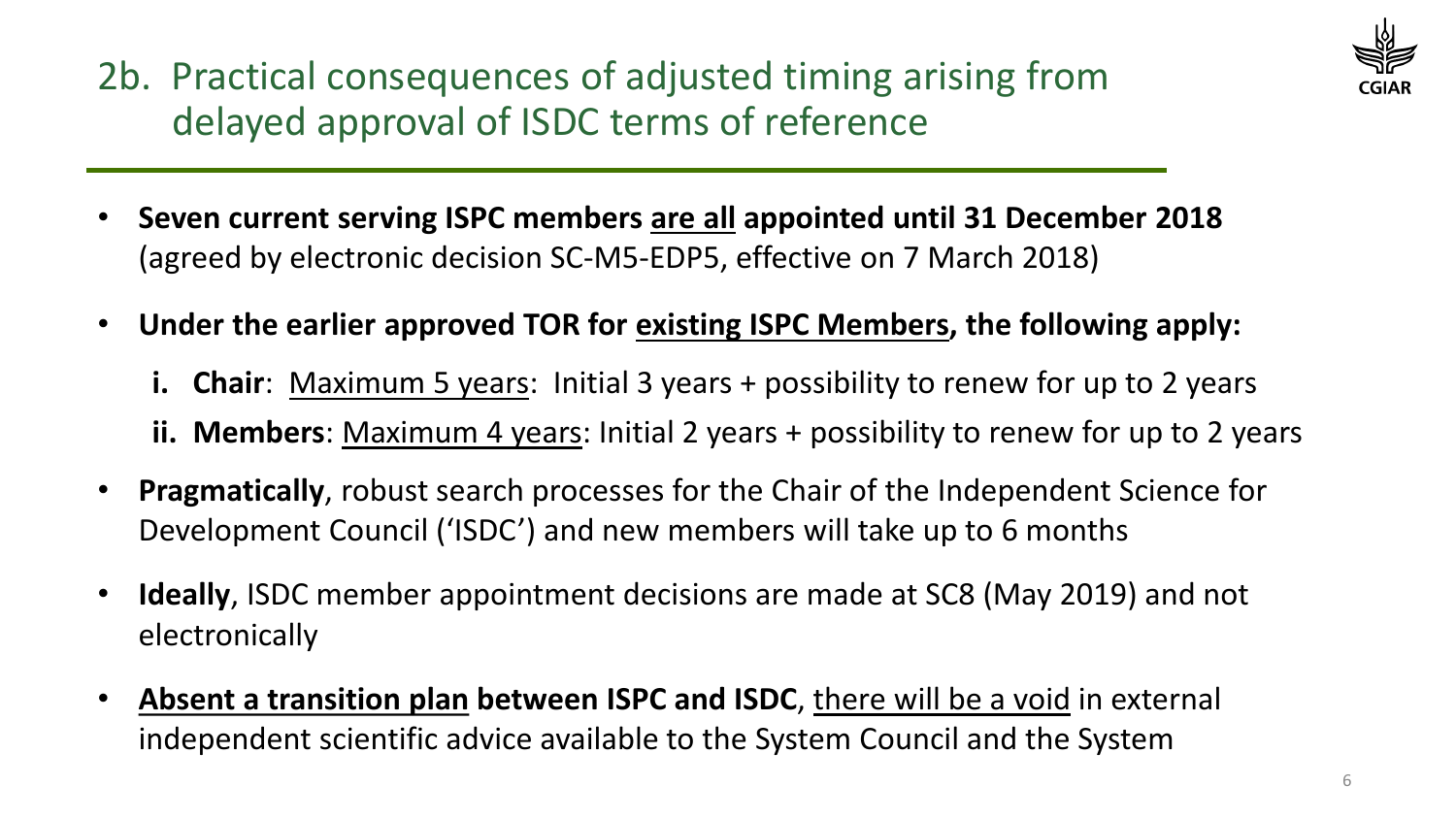## 2b. Practical consequences of adjusted timing arising from delayed approval of ISDC terms of reference

- **Seven current serving ISPC members <u>are all</u> appointed until 31 December 2018** (agreed by electronic decision SC-M5-EDP5, effective on 7 March 2018)
- **Under the earlier approved TOR for <u>existing ISPC Members</u>, the following apply:**
  - **i. Chair**: <u>Maximum 5 years</u>: Initial 3 years + possibility to renew for up to 2 years
  - **ii. Members**: <u>Maximum 4 years</u>: Initial 2 years + possibility to renew for up to 2 years
- **Pragmatically**, robust search processes for the Chair of the Independent Science for Development Council ('ISDC') and new members will take up to 6 months
- **Ideally**, ISDC member appointment decisions are made at SC8 (May 2019) and not electronically
- **<u>Absent a transition plan</u> between ISPC and ISDC**, <u>there will be a void</u> in external independent scientific advice available to the System Council and the System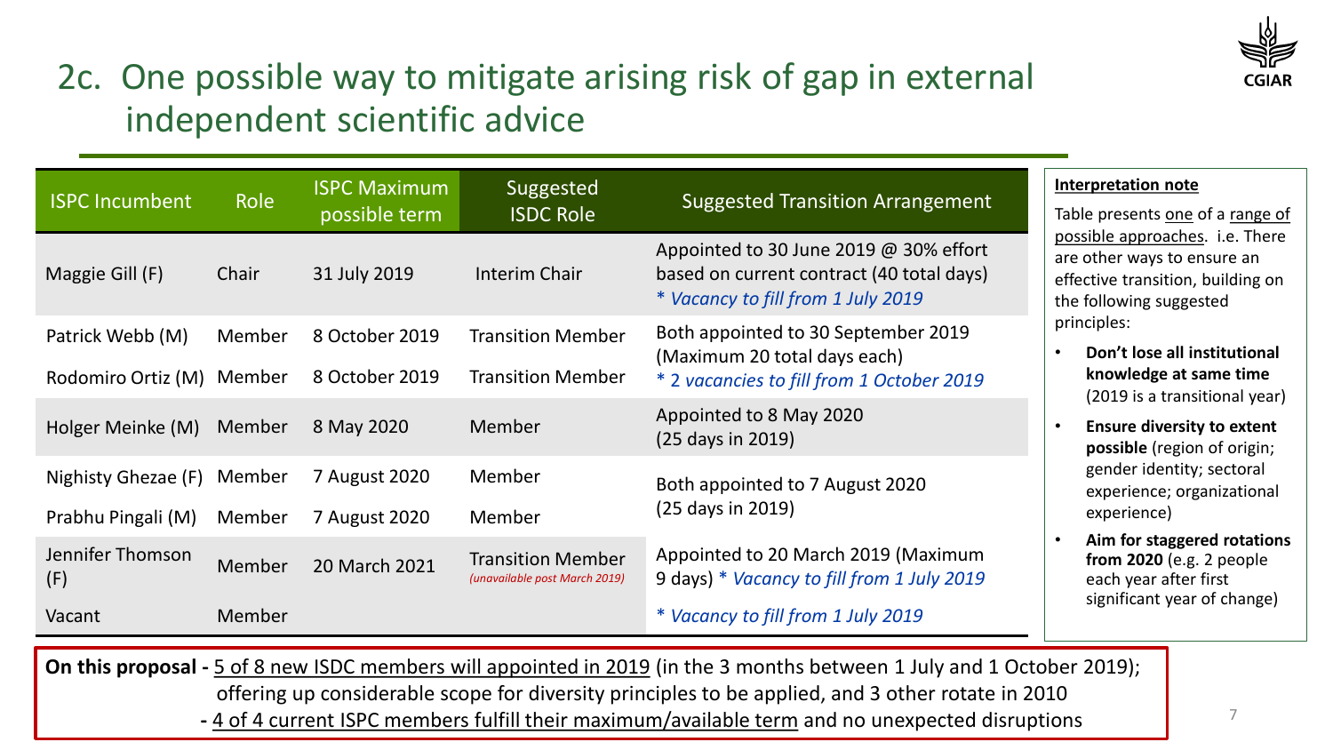# 2c. One possible way to mitigate arising risk of gap in external independent scientific advice

| ISPC Incumbent | Role | ISPC Maximum possible term | Suggested ISDC Role | Suggested Transition Arrangement |
|---|---|---|---|---|
| Maggie Gill (F) | Chair | 31 July 2019 | Interim Chair | Appointed to 30 June 2019 @ 30% effort based on current contract (40 total days) *\* Vacancy to fill from 1 July 2019* |
| Patrick Webb (M) | Member | 8 October 2019 | Transition Member | Both appointed to 30 September 2019 (Maximum 20 total days each) *\* 2 vacancies to fill from 1 October 2019* |
| Rodomiro Ortiz (M) | Member | 8 October 2019 | Transition Member | |
| Holger Meinke (M) | Member | 8 May 2020 | Member | Appointed to 8 May 2020 (25 days in 2019) |
| Nighisty Ghezae (F) | Member | 7 August 2020 | Member | Both appointed to 7 August 2020 (25 days in 2019) |
| Prabhu Pingali (M) | Member | 7 August 2020 | Member | |
| Jennifer Thomson (F) | Member | 20 March 2021 | Transition Member *(unavailable post March 2019)* | Appointed to 20 March 2019 (Maximum 9 days) *\* Vacancy to fill from 1 July 2019* |
| Vacant | Member | | | *\* Vacancy to fill from 1 July 2019* |

**Interpretation note**

Table presents one of a range of possible approaches. i.e. There are other ways to ensure an effective transition, building on the following suggested principles:

- **Don't lose all institutional knowledge at same time** (2019 is a transitional year)
- **Ensure diversity to extent possible** (region of origin; gender identity; sectoral experience; organizational experience)
- **Aim for staggered rotations from 2020** (e.g. 2 people each year after first significant year of change)

**On this proposal -** 5 of 8 new ISDC members will appointed in 2019 (in the 3 months between 1 July and 1 October 2019); offering up considerable scope for diversity principles to be applied, and 3 other rotate in 2010

**-** 4 of 4 current ISPC members fulfill their maximum/available term and no unexpected disruptions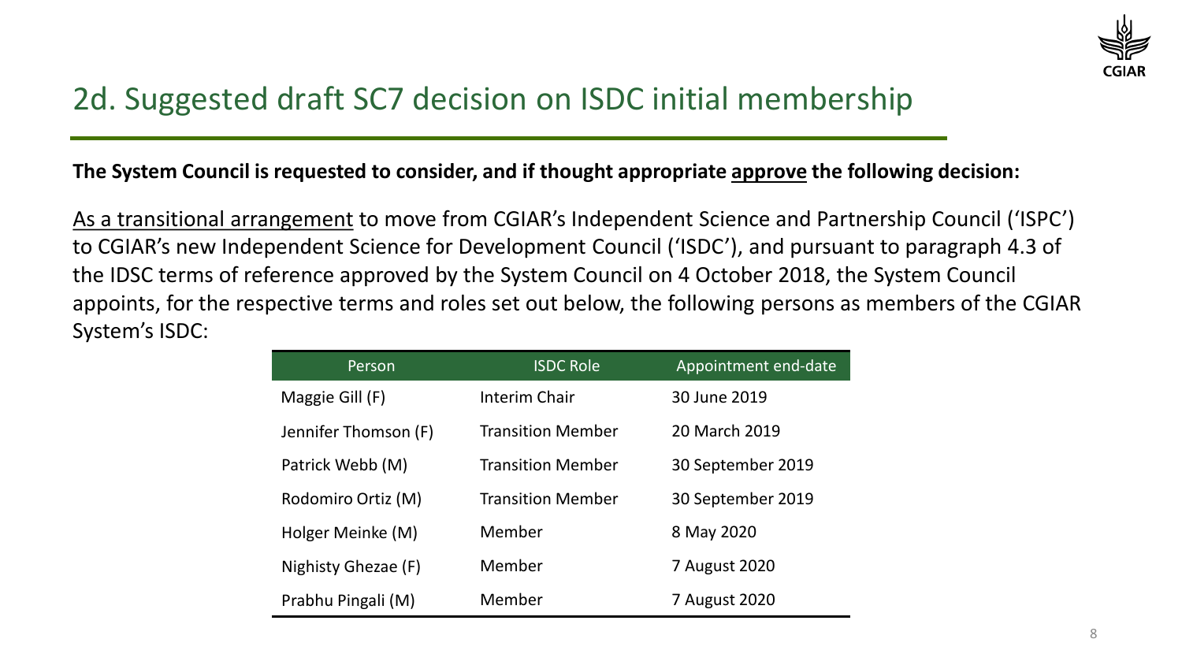## 2d. Suggested draft SC7 decision on ISDC initial membership

**The System Council is requested to consider, and if thought appropriate <u>approve</u> the following decision:**

<u>As a transitional arrangement</u> to move from CGIAR's Independent Science and Partnership Council ('ISPC') to CGIAR's new Independent Science for Development Council ('ISDC'), and pursuant to paragraph 4.3 of the IDSC terms of reference approved by the System Council on 4 October 2018, the System Council appoints, for the respective terms and roles set out below, the following persons as members of the CGIAR System's ISDC:

| Person | ISDC Role | Appointment end-date |
|---|---|---|
| Maggie Gill (F) | Interim Chair | 30 June 2019 |
| Jennifer Thomson (F) | Transition Member | 20 March 2019 |
| Patrick Webb (M) | Transition Member | 30 September 2019 |
| Rodomiro Ortiz (M) | Transition Member | 30 September 2019 |
| Holger Meinke (M) | Member | 8 May 2020 |
| Nighisty Ghezae (F) | Member | 7 August 2020 |
| Prabhu Pingali (M) | Member | 7 August 2020 |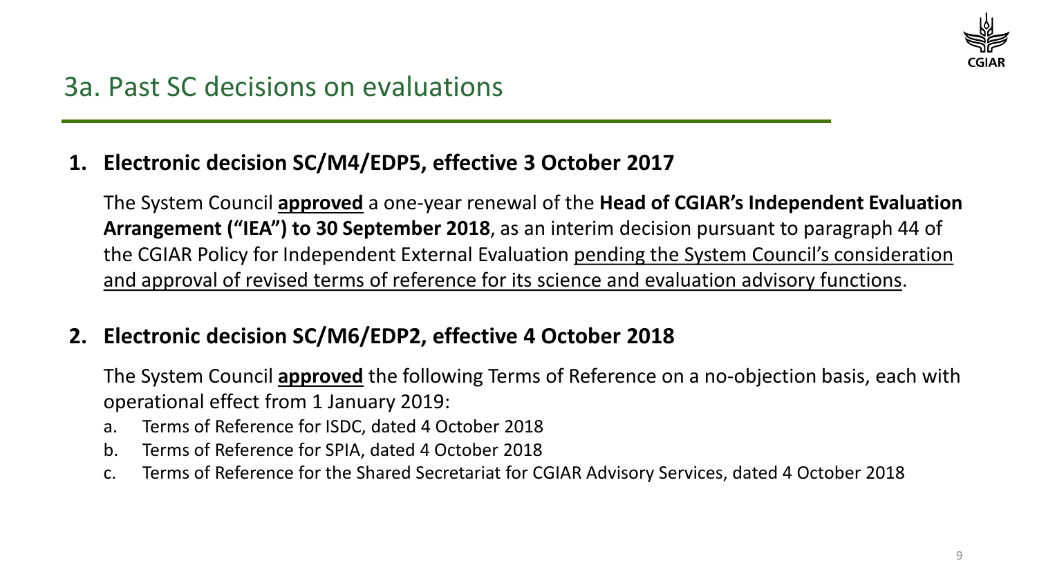# 3a. Past SC decisions on evaluations

1. **Electronic decision SC/M4/EDP5, effective 3 October 2017**

   The System Council **approved** a one-year renewal of the **Head of CGIAR's Independent Evaluation Arrangement ("IEA") to 30 September 2018**, as an interim decision pursuant to paragraph 44 of the CGIAR Policy for Independent External Evaluation pending the System Council's consideration and approval of revised terms of reference for its science and evaluation advisory functions.

2. **Electronic decision SC/M6/EDP2, effective 4 October 2018**

   The System Council **approved** the following Terms of Reference on a no-objection basis, each with operational effect from 1 January 2019:

   a. Terms of Reference for ISDC, dated 4 October 2018
   b. Terms of Reference for SPIA, dated 4 October 2018
   c. Terms of Reference for the Shared Secretariat for CGIAR Advisory Services, dated 4 October 2018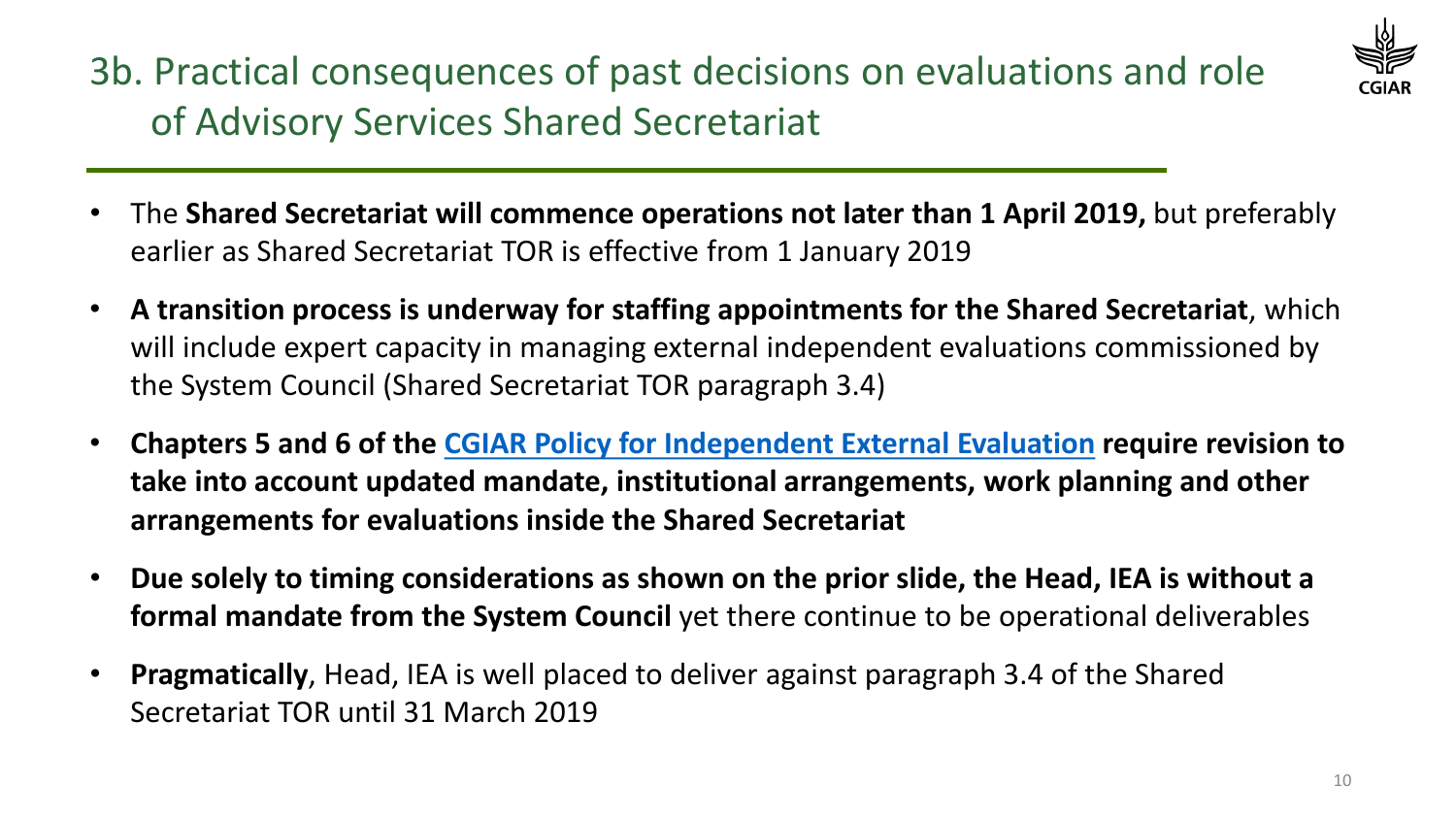# 3b. Practical consequences of past decisions on evaluations and role of Advisory Services Shared Secretariat

- The **Shared Secretariat will commence operations not later than 1 April 2019,** but preferably earlier as Shared Secretariat TOR is effective from 1 January 2019
- **A transition process is underway for staffing appointments for the Shared Secretariat**, which will include expert capacity in managing external independent evaluations commissioned by the System Council (Shared Secretariat TOR paragraph 3.4)
- **Chapters 5 and 6 of the CGIAR Policy for Independent External Evaluation require revision to take into account updated mandate, institutional arrangements, work planning and other arrangements for evaluations inside the Shared Secretariat**
- **Due solely to timing considerations as shown on the prior slide, the Head, IEA is without a formal mandate from the System Council** yet there continue to be operational deliverables
- **Pragmatically**, Head, IEA is well placed to deliver against paragraph 3.4 of the Shared Secretariat TOR until 31 March 2019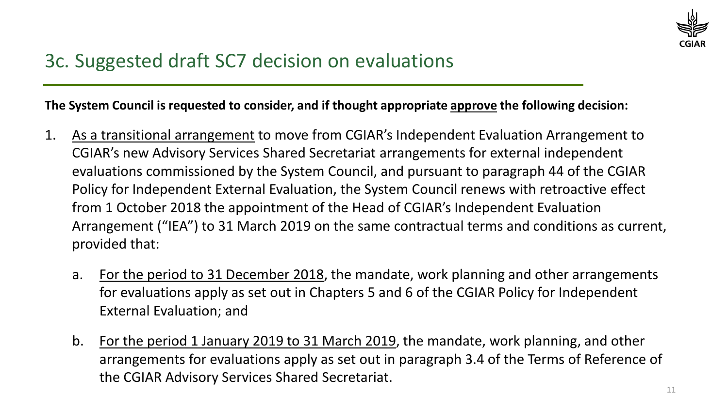## 3c. Suggested draft SC7 decision on evaluations

**The System Council is requested to consider, and if thought appropriate approve the following decision:**

1. As a transitional arrangement to move from CGIAR's Independent Evaluation Arrangement to CGIAR's new Advisory Services Shared Secretariat arrangements for external independent evaluations commissioned by the System Council, and pursuant to paragraph 44 of the CGIAR Policy for Independent External Evaluation, the System Council renews with retroactive effect from 1 October 2018 the appointment of the Head of CGIAR's Independent Evaluation Arrangement ("IEA") to 31 March 2019 on the same contractual terms and conditions as current, provided that:

   a. For the period to 31 December 2018, the mandate, work planning and other arrangements for evaluations apply as set out in Chapters 5 and 6 of the CGIAR Policy for Independent External Evaluation; and

   b. For the period 1 January 2019 to 31 March 2019, the mandate, work planning, and other arrangements for evaluations apply as set out in paragraph 3.4 of the Terms of Reference of the CGIAR Advisory Services Shared Secretariat.